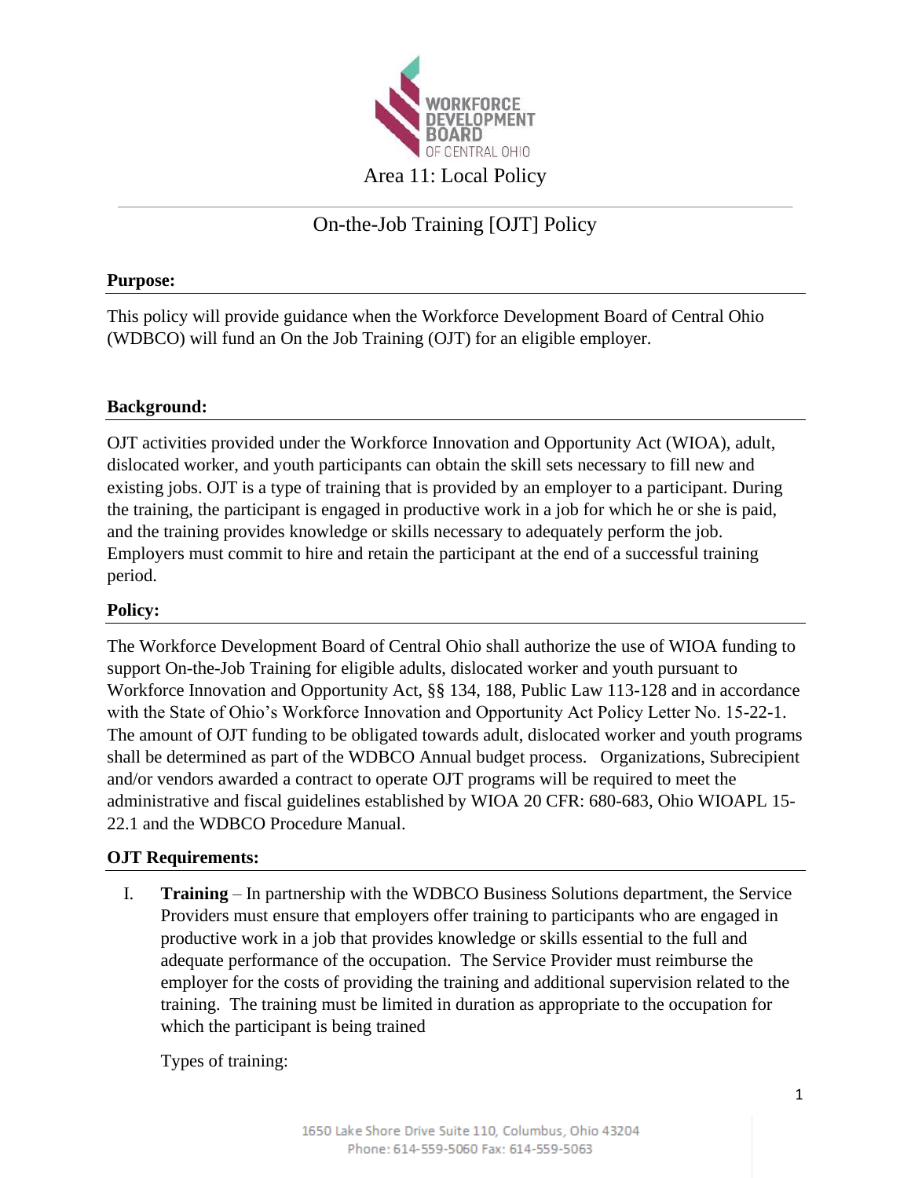Area 11: Local Policy

# On-the-Job Training [OJT] Policy

**Purpose:**

This policy will provide guidance when the Workforce Development Board of Central Ohio (WDBCO) will fund an On the Job Training (OJT) for an eligible employer.

**Background:**

OJT activities provided under the Workforce Innovation and Opportunity Act (WIOA), adult, dislocated worker, and youth participants can obtain the skill sets necessary to fill new and existing jobs. OJT is a type of training that is provided by an employer to a participant. During the training, the participant is engaged in productive work in a job for which he or she is paid, and the training provides knowledge or skills necessary to adequately perform the job. Employers must commit to hire and retain the participant at the end of a successful training period.

**Policy:**

The Workforce Development Board of Central Ohio shall authorize the use of WIOA funding to support On-the-Job Training for eligible adults, dislocated worker and youth pursuant to Workforce Innovation and Opportunity Act, §§ 134, 188, Public Law 113-128 and in accordance with the State of Ohio's Workforce Innovation and Opportunity Act Policy Letter No. 15-22-1. The amount of OJT funding to be obligated towards adult, dislocated worker and youth programs shall be determined as part of the WDBCO Annual budget process. Organizations, Subrecipient and/or vendors awarded a contract to operate OJT programs will be required to meet the administrative and fiscal guidelines established by WIOA 20 CFR: 680-683, Ohio WIOAPL 15-22.1 and the WDBCO Procedure Manual.

**OJT Requirements:**

I. **Training** – In partnership with the WDBCO Business Solutions department, the Service Providers must ensure that employers offer training to participants who are engaged in productive work in a job that provides knowledge or skills essential to the full and adequate performance of the occupation. The Service Provider must reimburse the employer for the costs of providing the training and additional supervision related to the training. The training must be limited in duration as appropriate to the occupation for which the participant is being trained

   Types of training: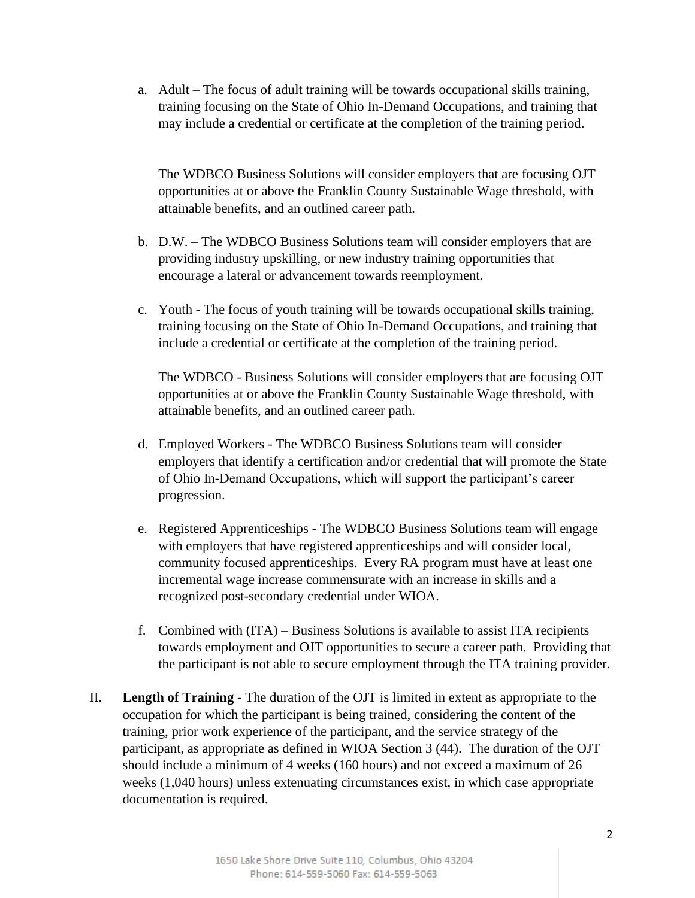a. Adult – The focus of adult training will be towards occupational skills training, training focusing on the State of Ohio In-Demand Occupations, and training that may include a credential or certificate at the completion of the training period.

   The WDBCO Business Solutions will consider employers that are focusing OJT opportunities at or above the Franklin County Sustainable Wage threshold, with attainable benefits, and an outlined career path.

b. D.W. – The WDBCO Business Solutions team will consider employers that are providing industry upskilling, or new industry training opportunities that encourage a lateral or advancement towards reemployment.

c. Youth - The focus of youth training will be towards occupational skills training, training focusing on the State of Ohio In-Demand Occupations, and training that include a credential or certificate at the completion of the training period.

   The WDBCO - Business Solutions will consider employers that are focusing OJT opportunities at or above the Franklin County Sustainable Wage threshold, with attainable benefits, and an outlined career path.

d. Employed Workers - The WDBCO Business Solutions team will consider employers that identify a certification and/or credential that will promote the State of Ohio In-Demand Occupations, which will support the participant's career progression.

e. Registered Apprenticeships - The WDBCO Business Solutions team will engage with employers that have registered apprenticeships and will consider local, community focused apprenticeships. Every RA program must have at least one incremental wage increase commensurate with an increase in skills and a recognized post-secondary credential under WIOA.

f. Combined with (ITA) – Business Solutions is available to assist ITA recipients towards employment and OJT opportunities to secure a career path. Providing that the participant is not able to secure employment through the ITA training provider.

II. **Length of Training** - The duration of the OJT is limited in extent as appropriate to the occupation for which the participant is being trained, considering the content of the training, prior work experience of the participant, and the service strategy of the participant, as appropriate as defined in WIOA Section 3 (44). The duration of the OJT should include a minimum of 4 weeks (160 hours) and not exceed a maximum of 26 weeks (1,040 hours) unless extenuating circumstances exist, in which case appropriate documentation is required.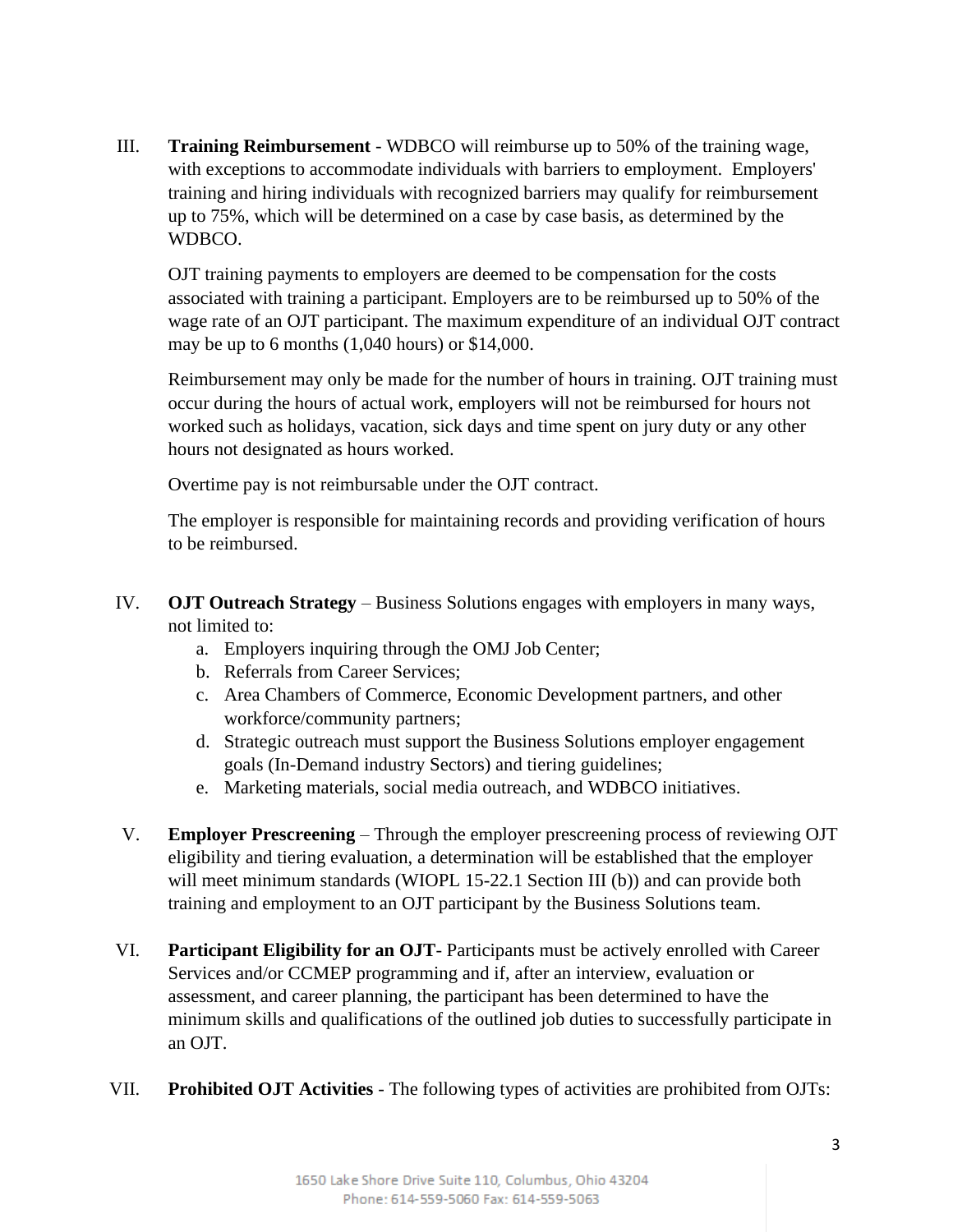III. **Training Reimbursement** - WDBCO will reimburse up to 50% of the training wage, with exceptions to accommodate individuals with barriers to employment. Employers' training and hiring individuals with recognized barriers may qualify for reimbursement up to 75%, which will be determined on a case by case basis, as determined by the WDBCO.

   OJT training payments to employers are deemed to be compensation for the costs associated with training a participant. Employers are to be reimbursed up to 50% of the wage rate of an OJT participant. The maximum expenditure of an individual OJT contract may be up to 6 months (1,040 hours) or $14,000.

   Reimbursement may only be made for the number of hours in training. OJT training must occur during the hours of actual work, employers will not be reimbursed for hours not worked such as holidays, vacation, sick days and time spent on jury duty or any other hours not designated as hours worked.

   Overtime pay is not reimbursable under the OJT contract.

   The employer is responsible for maintaining records and providing verification of hours to be reimbursed.

IV. **OJT Outreach Strategy** – Business Solutions engages with employers in many ways, not limited to:
   a. Employers inquiring through the OMJ Job Center;
   b. Referrals from Career Services;
   c. Area Chambers of Commerce, Economic Development partners, and other workforce/community partners;
   d. Strategic outreach must support the Business Solutions employer engagement goals (In-Demand industry Sectors) and tiering guidelines;
   e. Marketing materials, social media outreach, and WDBCO initiatives.

V. **Employer Prescreening** – Through the employer prescreening process of reviewing OJT eligibility and tiering evaluation, a determination will be established that the employer will meet minimum standards (WIOPL 15-22.1 Section III (b)) and can provide both training and employment to an OJT participant by the Business Solutions team.

VI. **Participant Eligibility for an OJT**- Participants must be actively enrolled with Career Services and/or CCMEP programming and if, after an interview, evaluation or assessment, and career planning, the participant has been determined to have the minimum skills and qualifications of the outlined job duties to successfully participate in an OJT.

VII. **Prohibited OJT Activities** - The following types of activities are prohibited from OJTs: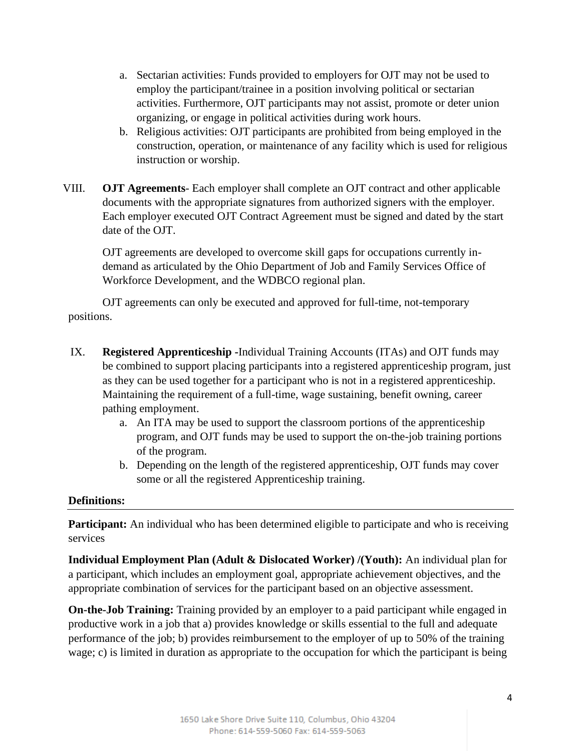a. Sectarian activities: Funds provided to employers for OJT may not be used to employ the participant/trainee in a position involving political or sectarian activities. Furthermore, OJT participants may not assist, promote or deter union organizing, or engage in political activities during work hours.
   b. Religious activities: OJT participants are prohibited from being employed in the construction, operation, or maintenance of any facility which is used for religious instruction or worship.

VIII. **OJT Agreements**- Each employer shall complete an OJT contract and other applicable documents with the appropriate signatures from authorized signers with the employer. Each employer executed OJT Contract Agreement must be signed and dated by the start date of the OJT.

OJT agreements are developed to overcome skill gaps for occupations currently in-demand as articulated by the Ohio Department of Job and Family Services Office of Workforce Development, and the WDBCO regional plan.

OJT agreements can only be executed and approved for full-time, not-temporary positions.

IX. **Registered Apprenticeship -**Individual Training Accounts (ITAs) and OJT funds may be combined to support placing participants into a registered apprenticeship program, just as they can be used together for a participant who is not in a registered apprenticeship. Maintaining the requirement of a full-time, wage sustaining, benefit owning, career pathing employment.
   a. An ITA may be used to support the classroom portions of the apprenticeship program, and OJT funds may be used to support the on-the-job training portions of the program.
   b. Depending on the length of the registered apprenticeship, OJT funds may cover some or all the registered Apprenticeship training.

**Definitions:**

---

**Participant:** An individual who has been determined eligible to participate and who is receiving services

**Individual Employment Plan (Adult & Dislocated Worker) /(Youth):** An individual plan for a participant, which includes an employment goal, appropriate achievement objectives, and the appropriate combination of services for the participant based on an objective assessment.

**On-the-Job Training:** Training provided by an employer to a paid participant while engaged in productive work in a job that a) provides knowledge or skills essential to the full and adequate performance of the job; b) provides reimbursement to the employer of up to 50% of the training wage; c) is limited in duration as appropriate to the occupation for which the participant is being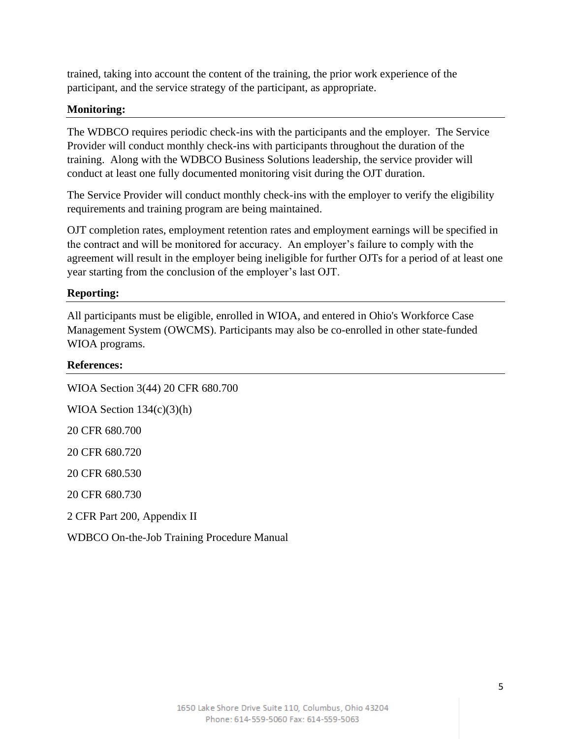trained, taking into account the content of the training, the prior work experience of the participant, and the service strategy of the participant, as appropriate.

**Monitoring:**

The WDBCO requires periodic check-ins with the participants and the employer. The Service Provider will conduct monthly check-ins with participants throughout the duration of the training. Along with the WDBCO Business Solutions leadership, the service provider will conduct at least one fully documented monitoring visit during the OJT duration.

The Service Provider will conduct monthly check-ins with the employer to verify the eligibility requirements and training program are being maintained.

OJT completion rates, employment retention rates and employment earnings will be specified in the contract and will be monitored for accuracy. An employer's failure to comply with the agreement will result in the employer being ineligible for further OJTs for a period of at least one year starting from the conclusion of the employer's last OJT.

**Reporting:**

All participants must be eligible, enrolled in WIOA, and entered in Ohio's Workforce Case Management System (OWCMS). Participants may also be co-enrolled in other state-funded WIOA programs.

**References:**

WIOA Section 3(44) 20 CFR 680.700

WIOA Section 134(c)(3)(h)

20 CFR 680.700

20 CFR 680.720

20 CFR 680.530

20 CFR 680.730

2 CFR Part 200, Appendix II

WDBCO On-the-Job Training Procedure Manual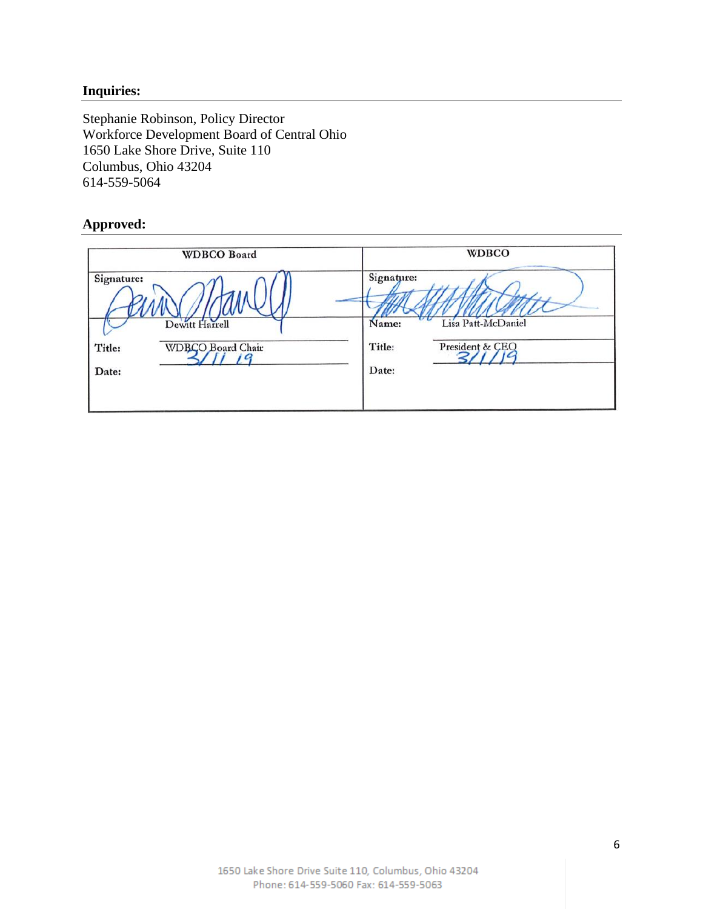**Inquiries:**

Stephanie Robinson, Policy Director
Workforce Development Board of Central Ohio
1650 Lake Shore Drive, Suite 110
Columbus, Ohio 43204
614-559-5064

**Approved:**

| WDBCO Board | | WDBCO | |
|---|---|---|---|
| Signature: | | Signature: | |
| | Dewitt Harrell | Name: | Lisa Patt-McDaniel |
| Title: | WDBCO Board Chair | Title: | President & CEO |
| Date: | 3/11/19 | Date: | 3/11/19 |

1650 Lake Shore Drive Suite 110, Columbus, Ohio 43204
Phone: 614-559-5060 Fax: 614-559-5063